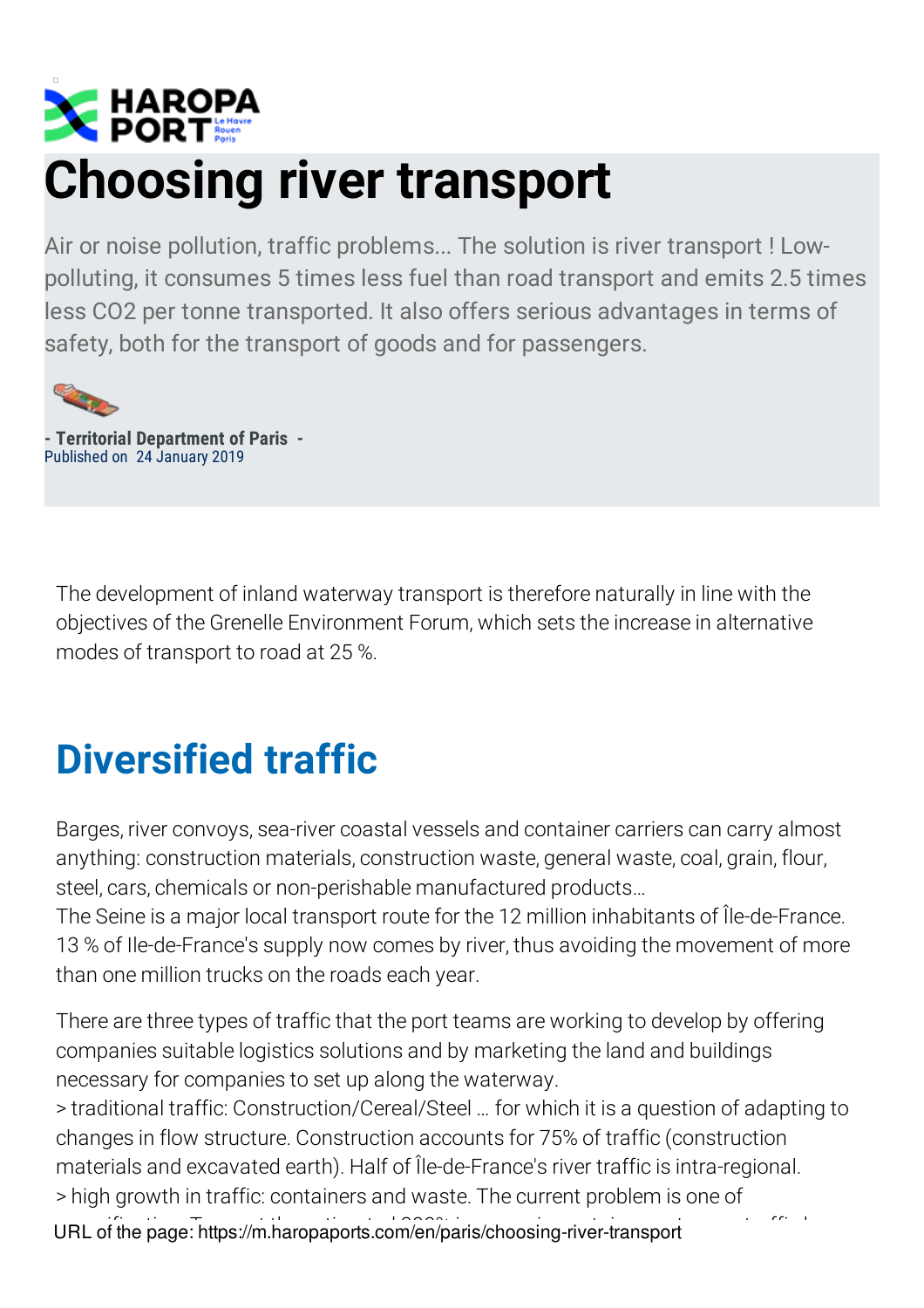# Choosing river transport

Air or noise pollution, traffic problems... The solution is river transport ! Low-polluting, it consumes 5 times less fuel than road transport and emits 2.5 times less $CO_2$ per tonne transported. It also offers serious advantages in terms of safety, both for the transport of goods and for passengers.

**- Territorial Department of Paris -**
Published on 24 January 2019

The development of inland waterway transport is therefore naturally in line with the objectives of the Grenelle Environment Forum, which sets the increase in alternative modes of transport to road at 25 %.

## Diversified traffic

Barges, river convoys, sea-river coastal vessels and container carriers can carry almost anything: construction materials, construction waste, general waste, coal, grain, flour, steel, cars, chemicals or non-perishable manufactured products…
The Seine is a major local transport route for the 12 million inhabitants of Île-de-France. 13 % of Ile-de-France's supply now comes by river, thus avoiding the movement of more than one million trucks on the roads each year.

There are three types of traffic that the port teams are working to develop by offering companies suitable logistics solutions and by marketing the land and buildings necessary for companies to set up along the waterway.
> traditional traffic: Construction/Cereal/Steel … for which it is a question of adapting to changes in flow structure. Construction accounts for 75% of traffic (construction materials and excavated earth). Half of Île-de-France's river traffic is intra-regional.
> high growth in traffic: containers and waste. The current problem is one of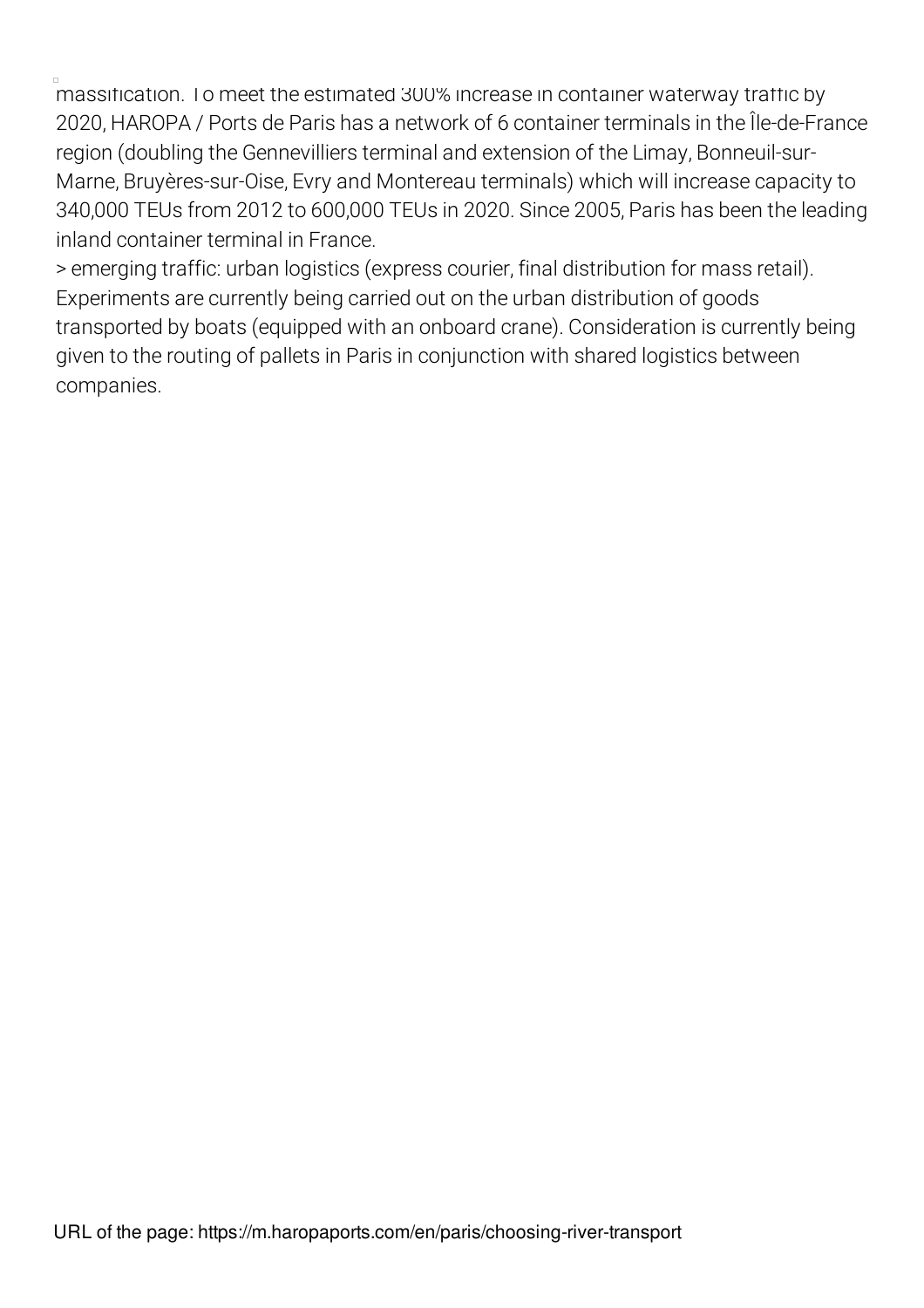massification. To meet the estimated 300% increase in container waterway traffic by 2020, HAROPA / Ports de Paris has a network of 6 container terminals in the Île-de-France region (doubling the Gennevilliers terminal and extension of the Limay, Bonneuil-sur-Marne, Bruyères-sur-Oise, Evry and Montereau terminals) which will increase capacity to 340,000 TEUs from 2012 to 600,000 TEUs in 2020. Since 2005, Paris has been the leading inland container terminal in France.

> emerging traffic: urban logistics (express courier, final distribution for mass retail). Experiments are currently being carried out on the urban distribution of goods transported by boats (equipped with an onboard crane). Consideration is currently being given to the routing of pallets in Paris in conjunction with shared logistics between companies.

URL of the page: https://m.haropaports.com/en/paris/choosing-river-transport